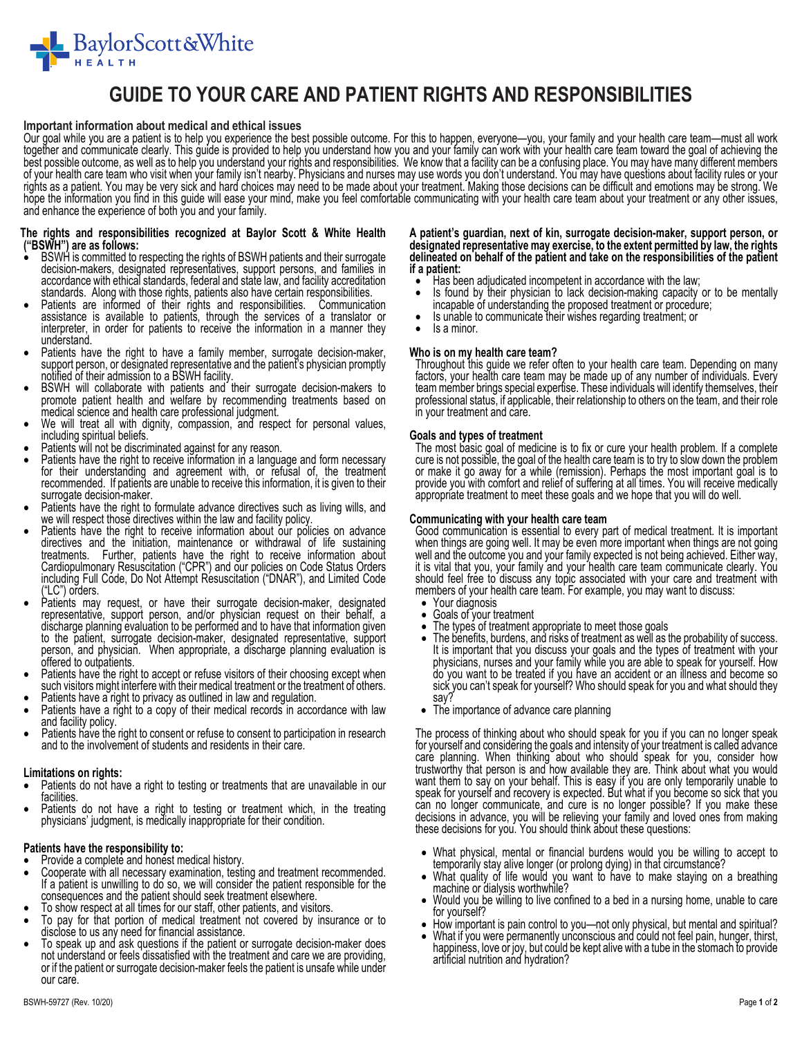# GUIDE TO YOUR CARE AND PATIENT RIGHTS AND RESPONSIBILITIES

**Important information about medical and ethical issues**

Our goal while you are a patient is to help you experience the best possible outcome. For this to happen, everyone—you, your family and your health care team—must all work together and communicate clearly. This guide is provided to help you understand how you and your family can work with your health care team toward the goal of achieving the best possible outcome, as well as to help you understand your rights and responsibilities. We know that a facility can be a confusing place. You may have many different members of your health care team who visit when your family isn't nearby. Physicians and nurses may use words you don't understand. You may have questions about facility rules or your rights as a patient. You may be very sick and hard choices may need to be made about your treatment. Making those decisions can be difficult and emotions may be strong. We hope the information you find in this guide will ease your mind, make you feel comfortable communicating with your health care team about your treatment or any other issues, and enhance the experience of both you and your family.

**The rights and responsibilities recognized at Baylor Scott & White Health ("BSWH") are as follows:**

- BSWH is committed to respecting the rights of BSWH patients and their surrogate decision-makers, designated representatives, support persons, and families in accordance with ethical standards, federal and state law, and facility accreditation standards. Along with those rights, patients also have certain responsibilities.
- Patients are informed of their rights and responsibilities. Communication assistance is available to patients, through the services of a translator or interpreter, in order for patients to receive the information in a manner they understand.
- Patients have the right to have a family member, surrogate decision-maker, support person, or designated representative and the patient's physician promptly notified of their admission to a BSWH facility.
- BSWH will collaborate with patients and their surrogate decision-makers to promote patient health and welfare by recommending treatments based on medical science and health care professional judgment.
- We will treat all with dignity, compassion, and respect for personal values, including spiritual beliefs.
- Patients will not be discriminated against for any reason.
- Patients have the right to receive information in a language and form necessary for their understanding and agreement with, or refusal of, the treatment recommended. If patients are unable to receive this information, it is given to their surrogate decision-maker.
- Patients have the right to formulate advance directives such as living wills, and we will respect those directives within the law and facility policy.
- Patients have the right to receive information about our policies on advance directives and the initiation, maintenance or withdrawal of life sustaining treatments. Further, patients have the right to receive information about Cardiopulmonary Resuscitation ("CPR") and our policies on Code Status Orders including Full Code, Do Not Attempt Resuscitation ("DNAR"), and Limited Code ("LC") orders.
- Patients may request, or have their surrogate decision-maker, designated representative, support person, and/or physician request on their behalf, a discharge planning evaluation to be performed and to have that information given to the patient, surrogate decision-maker, designated representative, support person, and physician. When appropriate, a discharge planning evaluation is offered to outpatients.
- Patients have the right to accept or refuse visitors of their choosing except when such visitors might interfere with their medical treatment or the treatment of others.
- Patients have a right to privacy as outlined in law and regulation.
- Patients have a right to a copy of their medical records in accordance with law and facility policy.
- Patients have the right to consent or refuse to consent to participation in research and to the involvement of students and residents in their care.

**Limitations on rights:**

- Patients do not have a right to testing or treatments that are unavailable in our facilities.
- Patients do not have a right to testing or treatment which, in the treating physicians' judgment, is medically inappropriate for their condition.

**Patients have the responsibility to:**

- Provide a complete and honest medical history.
- Cooperate with all necessary examination, testing and treatment recommended. If a patient is unwilling to do so, we will consider the patient responsible for the consequences and the patient should seek treatment elsewhere.
- To show respect at all times for our staff, other patients, and visitors.
- To pay for that portion of medical treatment not covered by insurance or to disclose to us any need for financial assistance.
- To speak up and ask questions if the patient or surrogate decision-maker does not understand or feels dissatisfied with the treatment and care we are providing, or if the patient or surrogate decision-maker feels the patient is unsafe while under our care.

**A patient's guardian, next of kin, surrogate decision-maker, support person, or designated representative may exercise, to the extent permitted by law, the rights delineated on behalf of the patient and take on the responsibilities of the patient if a patient:**

- Has been adjudicated incompetent in accordance with the law;
- Is found by their physician to lack decision-making capacity or to be mentally incapable of understanding the proposed treatment or procedure;
- Is unable to communicate their wishes regarding treatment; or
- Is a minor.

**Who is on my health care team?**

Throughout this guide we refer often to your health care team. Depending on many factors, your health care team may be made up of any number of individuals. Every team member brings special expertise. These individuals will identify themselves, their professional status, if applicable, their relationship to others on the team, and their role in your treatment and care.

**Goals and types of treatment**

The most basic goal of medicine is to fix or cure your health problem. If a complete cure is not possible, the goal of the health care team is to try to slow down the problem or make it go away for a while (remission). Perhaps the most important goal is to provide you with comfort and relief of suffering at all times. You will receive medically appropriate treatment to meet these goals and we hope that you will do well.

**Communicating with your health care team**

Good communication is essential to every part of medical treatment. It is important when things are going well. It may be even more important when things are not going well and the outcome you and your family expected is not being achieved. Either way, it is vital that you, your family and your health care team communicate clearly. You should feel free to discuss any topic associated with your care and treatment with members of your health care team. For example, you may want to discuss:

- Your diagnosis
- Goals of your treatment
- The types of treatment appropriate to meet those goals
- The benefits, burdens, and risks of treatment as well as the probability of success. It is important that you discuss your goals and the types of treatment with your physicians, nurses and your family while you are able to speak for yourself. How do you want to be treated if you have an accident or an illness and become so sick you can't speak for yourself? Who should speak for you and what should they say?
- The importance of advance care planning

The process of thinking about who should speak for you if you can no longer speak for yourself and considering the goals and intensity of your treatment is called advance care planning. When thinking about who should speak for you, consider how trustworthy that person is and how available they are. Think about what you would want them to say on your behalf. This is easy if you are only temporarily unable to speak for yourself and recovery is expected. But what if you become so sick that you can no longer communicate, and cure is no longer possible? If you make these decisions in advance, you will be relieving your family and loved ones from making these decisions for you. You should think about these questions:

- What physical, mental or financial burdens would you be willing to accept to temporarily stay alive longer (or prolong dying) in that circumstance?
- What quality of life would you want to have to make staying on a breathing machine or dialysis worthwhile?
- Would you be willing to live confined to a bed in a nursing home, unable to care for yourself?
- How important is pain control to you—not only physical, but mental and spiritual?
- What if you were permanently unconscious and could not feel pain, hunger, thirst, happiness, love or joy, but could be kept alive with a tube in the stomach to provide artificial nutrition and hydration?

BSWH-59727 (Rev. 10/20)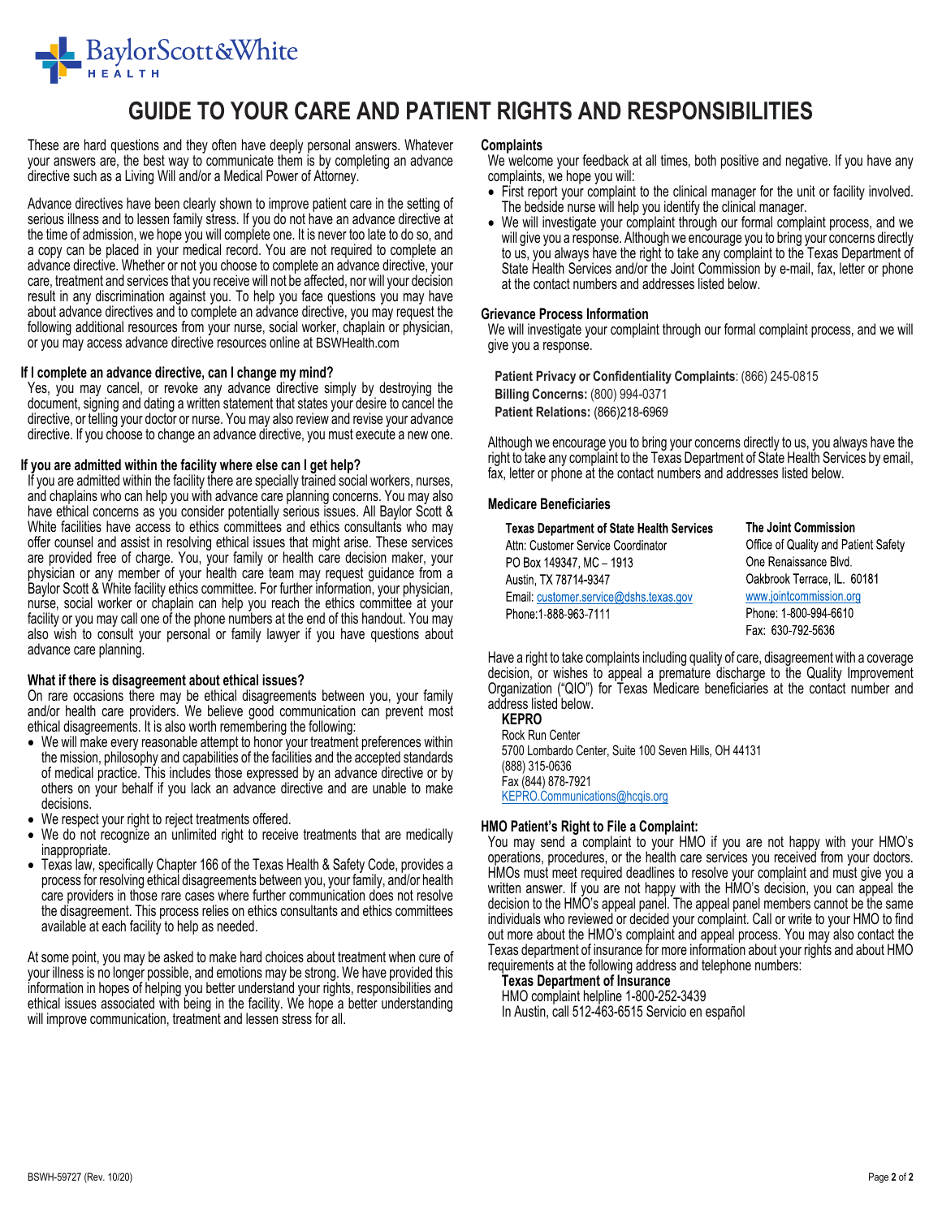# GUIDE TO YOUR CARE AND PATIENT RIGHTS AND RESPONSIBILITIES

These are hard questions and they often have deeply personal answers. Whatever your answers are, the best way to communicate them is by completing an advance directive such as a Living Will and/or a Medical Power of Attorney.

Advance directives have been clearly shown to improve patient care in the setting of serious illness and to lessen family stress. If you do not have an advance directive at the time of admission, we hope you will complete one. It is never too late to do so, and a copy can be placed in your medical record. You are not required to complete an advance directive. Whether or not you choose to complete an advance directive, your care, treatment and services that you receive will not be affected, nor will your decision result in any discrimination against you. To help you face questions you may have about advance directives and to complete an advance directive, you may request the following additional resources from your nurse, social worker, chaplain or physician, or you may access advance directive resources online at BSWHealth.com

### If I complete an advance directive, can I change my mind?

Yes, you may cancel, or revoke any advance directive simply by destroying the document, signing and dating a written statement that states your desire to cancel the directive, or telling your doctor or nurse. You may also review and revise your advance directive. If you choose to change an advance directive, you must execute a new one.

### If you are admitted within the facility where else can I get help?

If you are admitted within the facility there are specially trained social workers, nurses, and chaplains who can help you with advance care planning concerns. You may also have ethical concerns as you consider potentially serious issues. All Baylor Scott & White facilities have access to ethics committees and ethics consultants who may offer counsel and assist in resolving ethical issues that might arise. These services are provided free of charge. You, your family or health care decision maker, your physician or any member of your health care team may request guidance from a Baylor Scott & White facility ethics committee. For further information, your physician, nurse, social worker or chaplain can help you reach the ethics committee at your facility or you may call one of the phone numbers at the end of this handout. You may also wish to consult your personal or family lawyer if you have questions about advance care planning.

### What if there is disagreement about ethical issues?

On rare occasions there may be ethical disagreements between you, your family and/or health care providers. We believe good communication can prevent most ethical disagreements. It is also worth remembering the following:

- We will make every reasonable attempt to honor your treatment preferences within the mission, philosophy and capabilities of the facilities and the accepted standards of medical practice. This includes those expressed by an advance directive or by others on your behalf if you lack an advance directive and are unable to make decisions.
- We respect your right to reject treatments offered.
- We do not recognize an unlimited right to receive treatments that are medically inappropriate.
- Texas law, specifically Chapter 166 of the Texas Health & Safety Code, provides a process for resolving ethical disagreements between you, your family, and/or health care providers in those rare cases where further communication does not resolve the disagreement. This process relies on ethics consultants and ethics committees available at each facility to help as needed.

At some point, you may be asked to make hard choices about treatment when cure of your illness is no longer possible, and emotions may be strong. We have provided this information in hopes of helping you better understand your rights, responsibilities and ethical issues associated with being in the facility. We hope a better understanding will improve communication, treatment and lessen stress for all.

### Complaints

We welcome your feedback at all times, both positive and negative. If you have any complaints, we hope you will:

- First report your complaint to the clinical manager for the unit or facility involved. The bedside nurse will help you identify the clinical manager.
- We will investigate your complaint through our formal complaint process, and we will give you a response. Although we encourage you to bring your concerns directly to us, you always have the right to take any complaint to the Texas Department of State Health Services and/or the Joint Commission by e-mail, fax, letter or phone at the contact numbers and addresses listed below.

### Grievance Process Information

We will investigate your complaint through our formal complaint process, and we will give you a response.

**Patient Privacy or Confidentiality Complaints**: (866) 245-0815
**Billing Concerns:** (800) 994-0371
**Patient Relations:** (866)218-6969

Although we encourage you to bring your concerns directly to us, you always have the right to take any complaint to the Texas Department of State Health Services by email, fax, letter or phone at the contact numbers and addresses listed below.

### Medicare Beneficiaries

**Texas Department of State Health Services**
Attn: Customer Service Coordinator
PO Box 149347, MC – 1913
Austin, TX 78714-9347
Email: customer.service@dshs.texas.gov
Phone:1-888-963-7111

**The Joint Commission**
Office of Quality and Patient Safety
One Renaissance Blvd.
Oakbrook Terrace, IL. 60181
www.jointcommission.org
Phone: 1-800-994-6610
Fax: 630-792-5636

Have a right to take complaints including quality of care, disagreement with a coverage decision, or wishes to appeal a premature discharge to the Quality Improvement Organization ("QIO") for Texas Medicare beneficiaries at the contact number and address listed below.

**KEPRO**
Rock Run Center
5700 Lombardo Center, Suite 100 Seven Hills, OH 44131
(888) 315-0636
Fax (844) 878-7921
KEPRO.Communications@hcqis.org

### HMO Patient's Right to File a Complaint:

You may send a complaint to your HMO if you are not happy with your HMO's operations, procedures, or the health care services you received from your doctors. HMOs must meet required deadlines to resolve your complaint and must give you a written answer. If you are not happy with the HMO's decision, you can appeal the decision to the HMO's appeal panel. The appeal panel members cannot be the same individuals who reviewed or decided your complaint. Call or write to your HMO to find out more about the HMO's complaint and appeal process. You may also contact the Texas department of insurance for more information about your rights and about HMO requirements at the following address and telephone numbers:

**Texas Department of Insurance**
HMO complaint helpline 1-800-252-3439
In Austin, call 512-463-6515 Servicio en español

BSWH-59727 (Rev. 10/20)